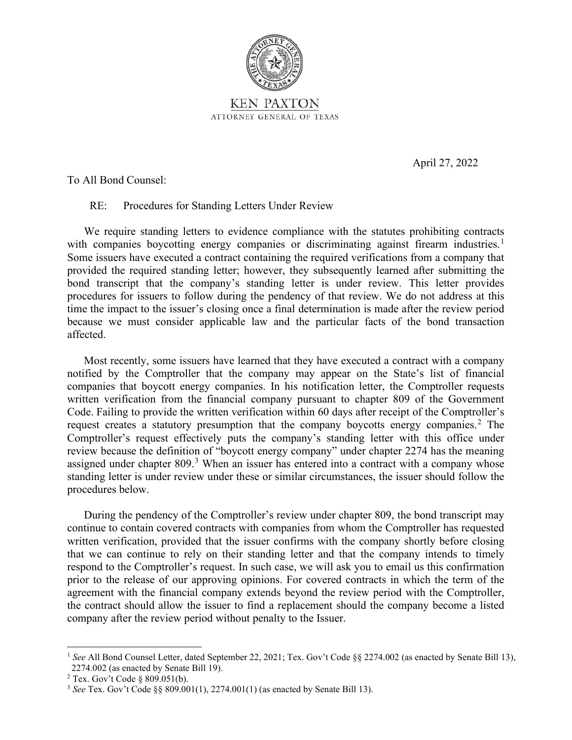KEN PAXTON

ATTORNEY GENERAL OF TEXAS

April 27, 2022

To All Bond Counsel:

RE: Procedures for Standing Letters Under Review

We require standing letters to evidence compliance with the statutes prohibiting contracts with companies boycotting energy companies or discriminating against firearm industries.[1] Some issuers have executed a contract containing the required verifications from a company that provided the required standing letter; however, they subsequently learned after submitting the bond transcript that the company's standing letter is under review. This letter provides procedures for issuers to follow during the pendency of that review. We do not address at this time the impact to the issuer's closing once a final determination is made after the review period because we must consider applicable law and the particular facts of the bond transaction affected.

Most recently, some issuers have learned that they have executed a contract with a company notified by the Comptroller that the company may appear on the State's list of financial companies that boycott energy companies. In his notification letter, the Comptroller requests written verification from the financial company pursuant to chapter 809 of the Government Code. Failing to provide the written verification within 60 days after receipt of the Comptroller's request creates a statutory presumption that the company boycotts energy companies.[2] The Comptroller's request effectively puts the company's standing letter with this office under review because the definition of "boycott energy company" under chapter 2274 has the meaning assigned under chapter 809.[3] When an issuer has entered into a contract with a company whose standing letter is under review under these or similar circumstances, the issuer should follow the procedures below.

During the pendency of the Comptroller's review under chapter 809, the bond transcript may continue to contain covered contracts with companies from whom the Comptroller has requested written verification, provided that the issuer confirms with the company shortly before closing that we can continue to rely on their standing letter and that the company intends to timely respond to the Comptroller's request. In such case, we will ask you to email us this confirmation prior to the release of our approving opinions. For covered contracts in which the term of the agreement with the financial company extends beyond the review period with the Comptroller, the contract should allow the issuer to find a replacement should the company become a listed company after the review period without penalty to the Issuer.

---

[1] *See* All Bond Counsel Letter, dated September 22, 2021; Tex. Gov't Code §§ 2274.002 (as enacted by Senate Bill 13), 2274.002 (as enacted by Senate Bill 19).

[2] Tex. Gov't Code § 809.051(b).

[3] *See* Tex. Gov't Code §§ 809.001(1), 2274.001(1) (as enacted by Senate Bill 13).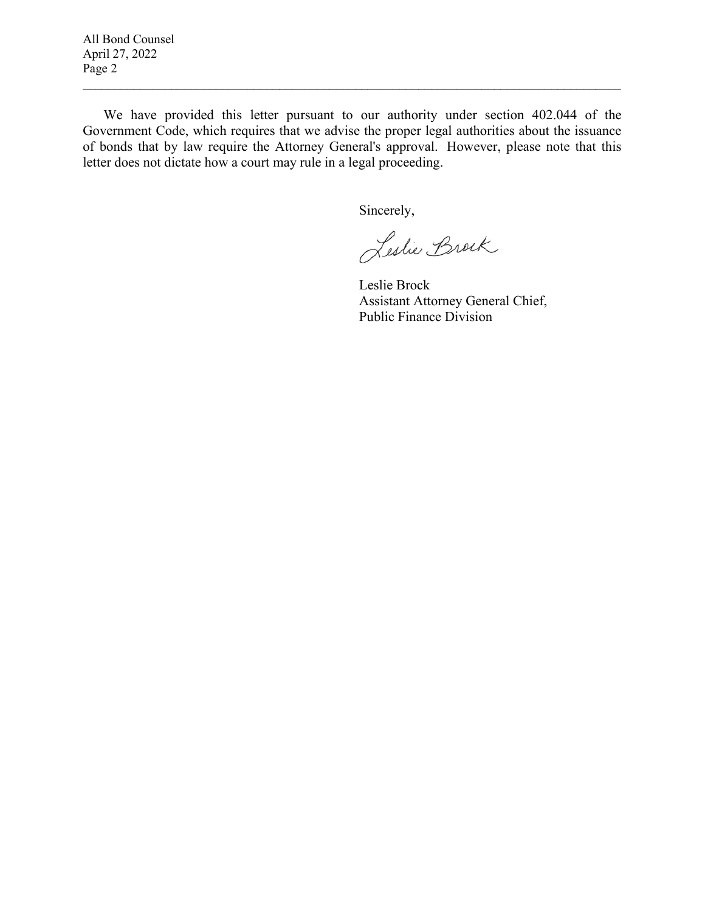We have provided this letter pursuant to our authority under section 402.044 of the Government Code, which requires that we advise the proper legal authorities about the issuance of bonds that by law require the Attorney General's approval. However, please note that this letter does not dictate how a court may rule in a legal proceeding.

Sincerely,

Leslie Brock

Leslie Brock
Assistant Attorney General Chief,
Public Finance Division